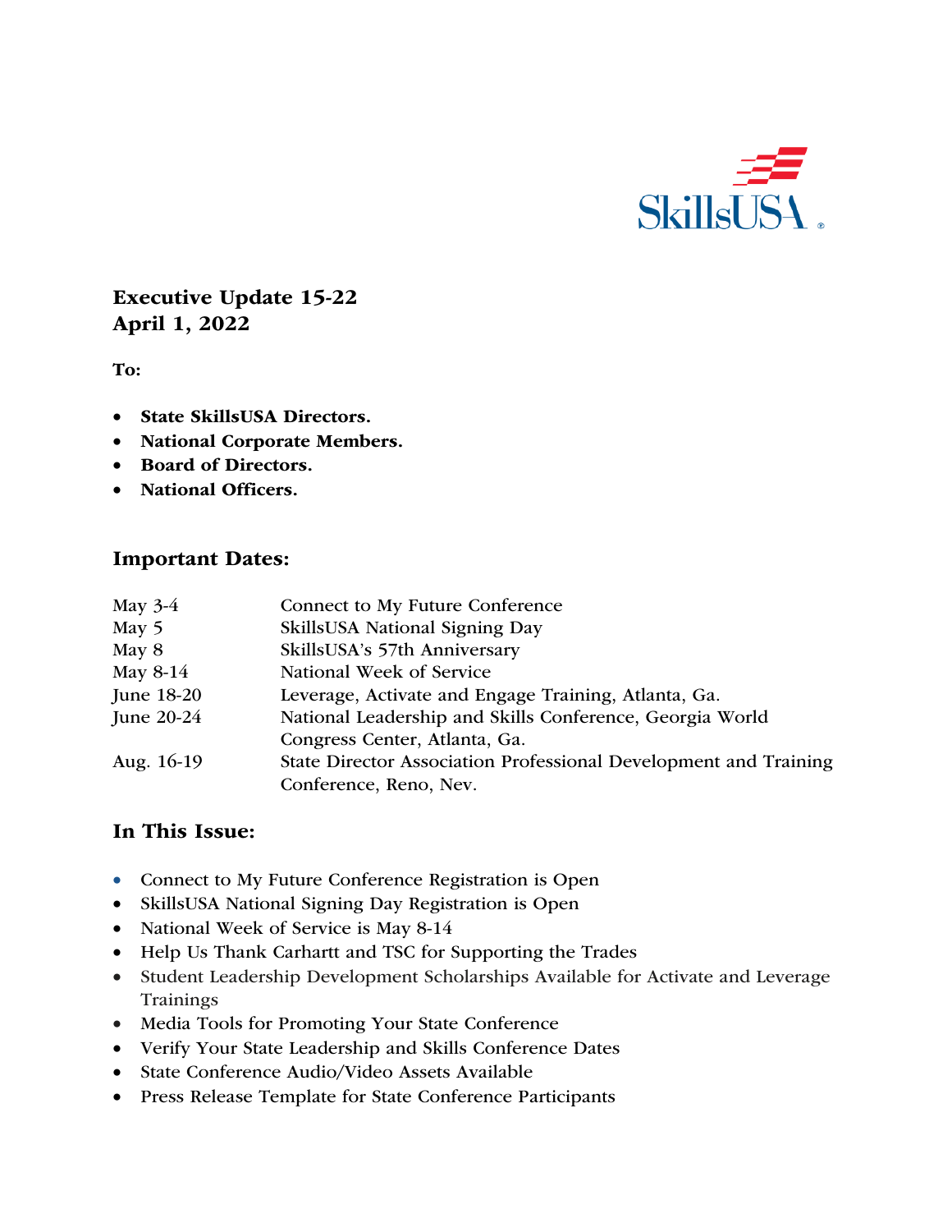SkillsUSA

**Executive Update 15-22**
**April 1, 2022**

**To:**

- **State SkillsUSA Directors.**
- **National Corporate Members.**
- **Board of Directors.**
- **National Officers.**

## Important Dates:

| | |
|---|---|
| May 3-4 | Connect to My Future Conference |
| May 5 | SkillsUSA National Signing Day |
| May 8 | SkillsUSA's 57th Anniversary |
| May 8-14 | National Week of Service |
| June 18-20 | Leverage, Activate and Engage Training, Atlanta, Ga. |
| June 20-24 | National Leadership and Skills Conference, Georgia World Congress Center, Atlanta, Ga. |
| Aug. 16-19 | State Director Association Professional Development and Training Conference, Reno, Nev. |

## In This Issue:

- Connect to My Future Conference Registration is Open
- SkillsUSA National Signing Day Registration is Open
- National Week of Service is May 8-14
- Help Us Thank Carhartt and TSC for Supporting the Trades
- Student Leadership Development Scholarships Available for Activate and Leverage Trainings
- Media Tools for Promoting Your State Conference
- Verify Your State Leadership and Skills Conference Dates
- State Conference Audio/Video Assets Available
- Press Release Template for State Conference Participants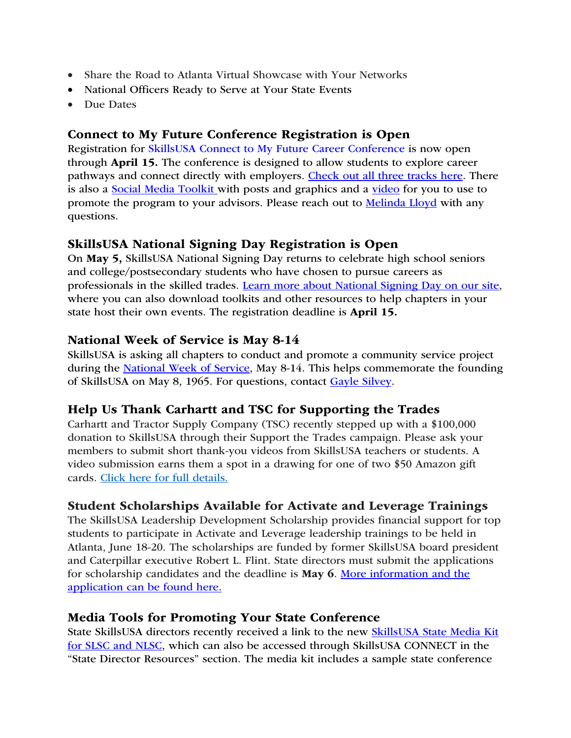- Share the Road to Atlanta Virtual Showcase with Your Networks
- National Officers Ready to Serve at Your State Events
- Due Dates

### Connect to My Future Conference Registration is Open

Registration for SkillsUSA Connect to My Future Career Conference is now open through **April 15.** The conference is designed to allow students to explore career pathways and connect directly with employers. Check out all three tracks here. There is also a Social Media Toolkit with posts and graphics and a video for you to use to promote the program to your advisors. Please reach out to Melinda Lloyd with any questions.

### SkillsUSA National Signing Day Registration is Open

On **May 5,** SkillsUSA National Signing Day returns to celebrate high school seniors and college/postsecondary students who have chosen to pursue careers as professionals in the skilled trades. Learn more about National Signing Day on our site, where you can also download toolkits and other resources to help chapters in your state host their own events. The registration deadline is **April 15.**

### National Week of Service is May 8-14

SkillsUSA is asking all chapters to conduct and promote a community service project during the National Week of Service, May 8-14. This helps commemorate the founding of SkillsUSA on May 8, 1965. For questions, contact Gayle Silvey.

### Help Us Thank Carhartt and TSC for Supporting the Trades

Carhartt and Tractor Supply Company (TSC) recently stepped up with a $100,000 donation to SkillsUSA through their Support the Trades campaign. Please ask your members to submit short thank-you videos from SkillsUSA teachers or students. A video submission earns them a spot in a drawing for one of two $50 Amazon gift cards. Click here for full details.

### Student Scholarships Available for Activate and Leverage Trainings

The SkillsUSA Leadership Development Scholarship provides financial support for top students to participate in Activate and Leverage leadership trainings to be held in Atlanta, June 18-20. The scholarships are funded by former SkillsUSA board president and Caterpillar executive Robert L. Flint. State directors must submit the applications for scholarship candidates and the deadline is **May 6**. More information and the application can be found here.

### Media Tools for Promoting Your State Conference

State SkillsUSA directors recently received a link to the new SkillsUSA State Media Kit for SLSC and NLSC, which can also be accessed through SkillsUSA CONNECT in the "State Director Resources" section. The media kit includes a sample state conference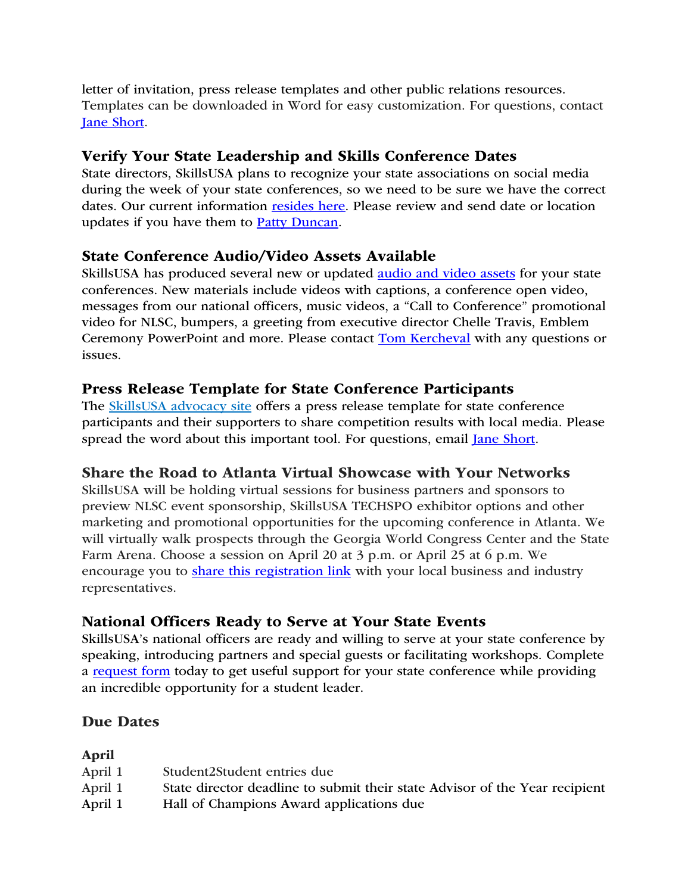letter of invitation, press release templates and other public relations resources. Templates can be downloaded in Word for easy customization. For questions, contact Jane Short.

### Verify Your State Leadership and Skills Conference Dates

State directors, SkillsUSA plans to recognize your state associations on social media during the week of your state conferences, so we need to be sure we have the correct dates. Our current information resides here. Please review and send date or location updates if you have them to Patty Duncan.

### State Conference Audio/Video Assets Available

SkillsUSA has produced several new or updated audio and video assets for your state conferences. New materials include videos with captions, a conference open video, messages from our national officers, music videos, a "Call to Conference" promotional video for NLSC, bumpers, a greeting from executive director Chelle Travis, Emblem Ceremony PowerPoint and more. Please contact Tom Kercheval with any questions or issues.

### Press Release Template for State Conference Participants

The SkillsUSA advocacy site offers a press release template for state conference participants and their supporters to share competition results with local media. Please spread the word about this important tool. For questions, email Jane Short.

### Share the Road to Atlanta Virtual Showcase with Your Networks

SkillsUSA will be holding virtual sessions for business partners and sponsors to preview NLSC event sponsorship, SkillsUSA TECHSPO exhibitor options and other marketing and promotional opportunities for the upcoming conference in Atlanta. We will virtually walk prospects through the Georgia World Congress Center and the State Farm Arena. Choose a session on April 20 at 3 p.m. or April 25 at 6 p.m. We encourage you to share this registration link with your local business and industry representatives.

### National Officers Ready to Serve at Your State Events

SkillsUSA's national officers are ready and willing to serve at your state conference by speaking, introducing partners and special guests or facilitating workshops. Complete a request form today to get useful support for your state conference while providing an incredible opportunity for a student leader.

### Due Dates

**April**

| | |
|---|---|
| April 1 | Student2Student entries due |
| April 1 | State director deadline to submit their state Advisor of the Year recipient |
| April 1 | Hall of Champions Award applications due |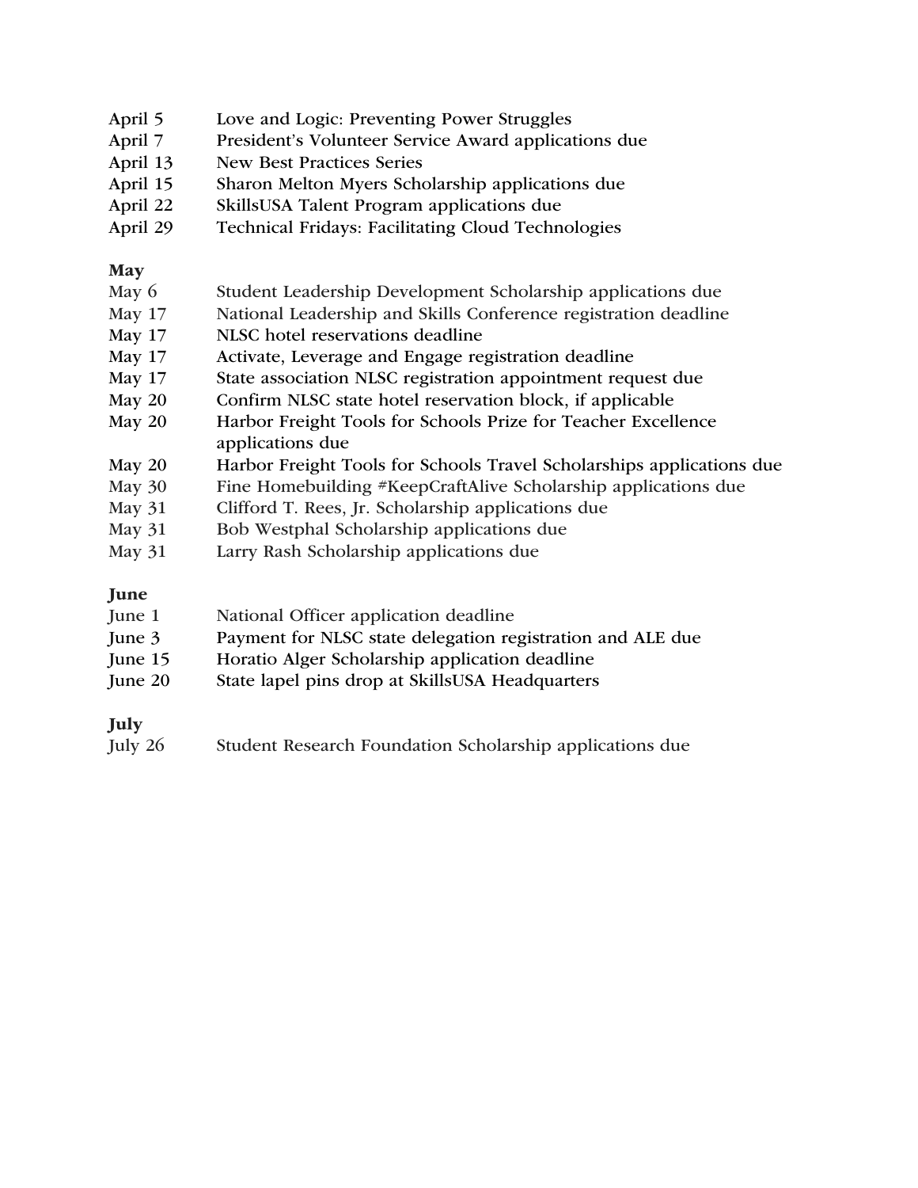| | |
|---|---|
| April 5 | Love and Logic: Preventing Power Struggles |
| April 7 | President's Volunteer Service Award applications due |
| April 13 | New Best Practices Series |
| April 15 | Sharon Melton Myers Scholarship applications due |
| April 22 | SkillsUSA Talent Program applications due |
| April 29 | Technical Fridays: Facilitating Cloud Technologies |

**May**

| | |
|---|---|
| May 6 | Student Leadership Development Scholarship applications due |
| May 17 | National Leadership and Skills Conference registration deadline |
| May 17 | NLSC hotel reservations deadline |
| May 17 | Activate, Leverage and Engage registration deadline |
| May 17 | State association NLSC registration appointment request due |
| May 20 | Confirm NLSC state hotel reservation block, if applicable |
| May 20 | Harbor Freight Tools for Schools Prize for Teacher Excellence applications due |
| May 20 | Harbor Freight Tools for Schools Travel Scholarships applications due |
| May 30 | Fine Homebuilding #KeepCraftAlive Scholarship applications due |
| May 31 | Clifford T. Rees, Jr. Scholarship applications due |
| May 31 | Bob Westphal Scholarship applications due |
| May 31 | Larry Rash Scholarship applications due |

**June**

| | |
|---|---|
| June 1 | National Officer application deadline |
| June 3 | Payment for NLSC state delegation registration and ALE due |
| June 15 | Horatio Alger Scholarship application deadline |
| June 20 | State lapel pins drop at SkillsUSA Headquarters |

**July**

| | |
|---|---|
| July 26 | Student Research Foundation Scholarship applications due |